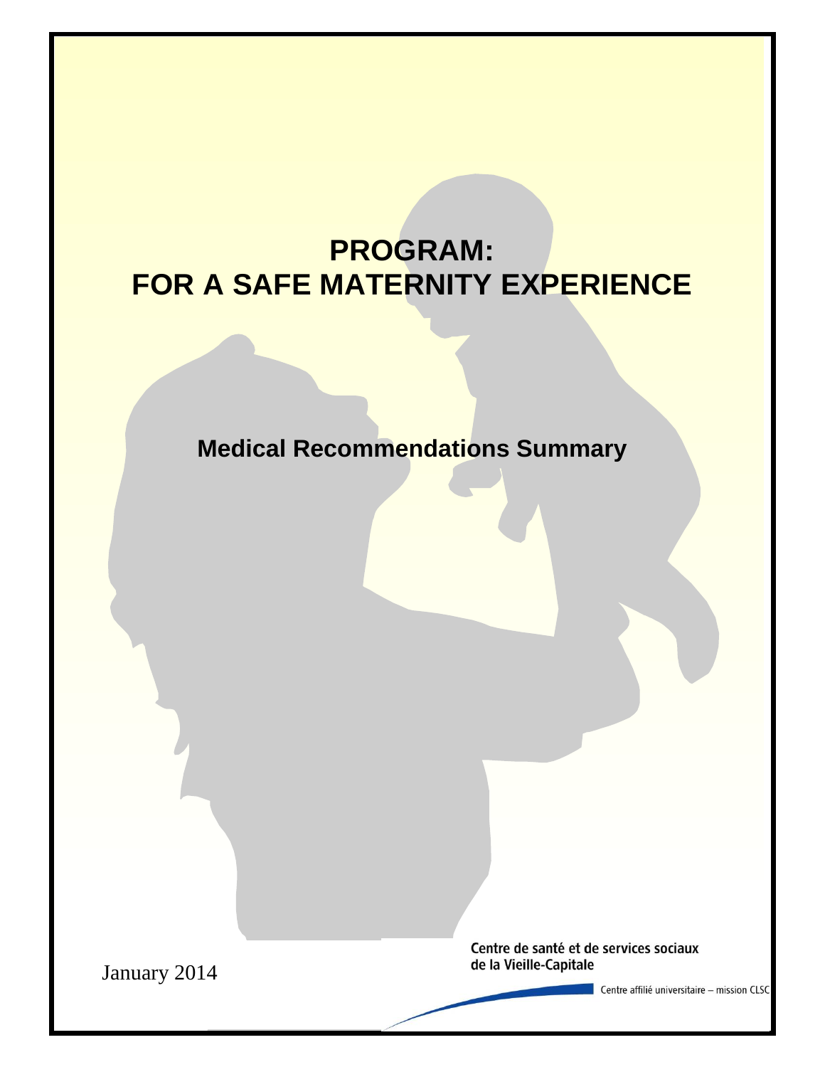# PROGRAM:
# FOR A SAFE MATERNITY EXPERIENCE

## Medical Recommendations Summary

January 2014

Centre de santé et de services sociaux
de la Vieille-Capitale

Centre affilié universitaire – mission CLSC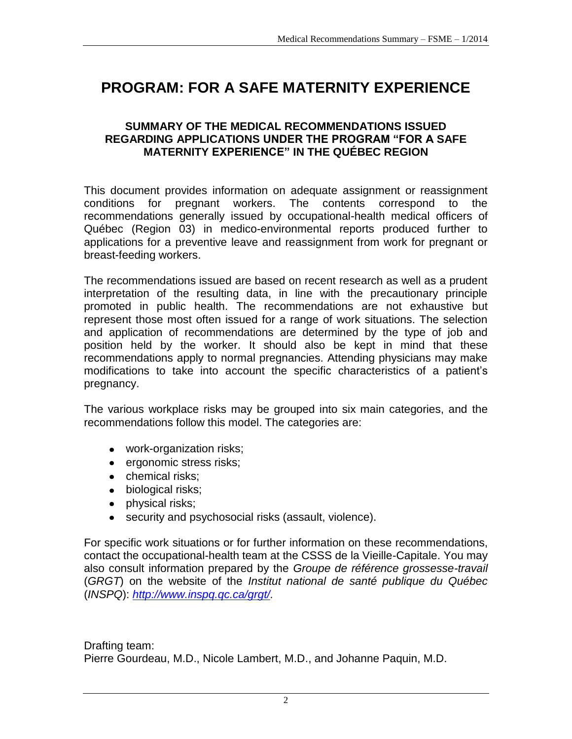# PROGRAM: FOR A SAFE MATERNITY EXPERIENCE

## SUMMARY OF THE MEDICAL RECOMMENDATIONS ISSUED REGARDING APPLICATIONS UNDER THE PROGRAM "FOR A SAFE MATERNITY EXPERIENCE" IN THE QUÉBEC REGION

This document provides information on adequate assignment or reassignment conditions for pregnant workers. The contents correspond to the recommendations generally issued by occupational-health medical officers of Québec (Region 03) in medico-environmental reports produced further to applications for a preventive leave and reassignment from work for pregnant or breast-feeding workers.

The recommendations issued are based on recent research as well as a prudent interpretation of the resulting data, in line with the precautionary principle promoted in public health. The recommendations are not exhaustive but represent those most often issued for a range of work situations. The selection and application of recommendations are determined by the type of job and position held by the worker. It should also be kept in mind that these recommendations apply to normal pregnancies. Attending physicians may make modifications to take into account the specific characteristics of a patient's pregnancy.

The various workplace risks may be grouped into six main categories, and the recommendations follow this model. The categories are:

- work-organization risks;
- ergonomic stress risks;
- chemical risks;
- biological risks;
- physical risks;
- security and psychosocial risks (assault, violence).

For specific work situations or for further information on these recommendations, contact the occupational-health team at the CSSS de la Vieille-Capitale. You may also consult information prepared by the *Groupe de référence grossesse-travail* (*GRGT*) on the website of the *Institut national de santé publique du Québec* (*INSPQ*): *http://www.inspq.qc.ca/grgt/.*

Drafting team:
Pierre Gourdeau, M.D., Nicole Lambert, M.D., and Johanne Paquin, M.D.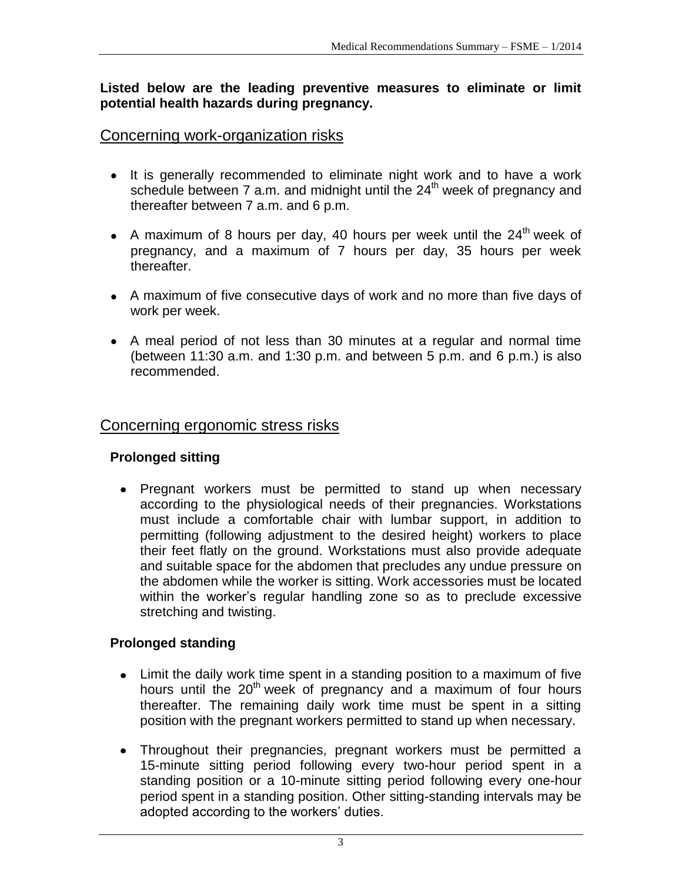**Listed below are the leading preventive measures to eliminate or limit potential health hazards during pregnancy.**

## Concerning work-organization risks

- It is generally recommended to eliminate night work and to have a work schedule between 7 a.m. and midnight until the 24th week of pregnancy and thereafter between 7 a.m. and 6 p.m.
- A maximum of 8 hours per day, 40 hours per week until the 24th week of pregnancy, and a maximum of 7 hours per day, 35 hours per week thereafter.
- A maximum of five consecutive days of work and no more than five days of work per week.
- A meal period of not less than 30 minutes at a regular and normal time (between 11:30 a.m. and 1:30 p.m. and between 5 p.m. and 6 p.m.) is also recommended.

## Concerning ergonomic stress risks

### Prolonged sitting

- Pregnant workers must be permitted to stand up when necessary according to the physiological needs of their pregnancies. Workstations must include a comfortable chair with lumbar support, in addition to permitting (following adjustment to the desired height) workers to place their feet flatly on the ground. Workstations must also provide adequate and suitable space for the abdomen that precludes any undue pressure on the abdomen while the worker is sitting. Work accessories must be located within the worker's regular handling zone so as to preclude excessive stretching and twisting.

### Prolonged standing

- Limit the daily work time spent in a standing position to a maximum of five hours until the 20th week of pregnancy and a maximum of four hours thereafter. The remaining daily work time must be spent in a sitting position with the pregnant workers permitted to stand up when necessary.
- Throughout their pregnancies, pregnant workers must be permitted a 15-minute sitting period following every two-hour period spent in a standing position or a 10-minute sitting period following every one-hour period spent in a standing position. Other sitting-standing intervals may be adopted according to the workers' duties.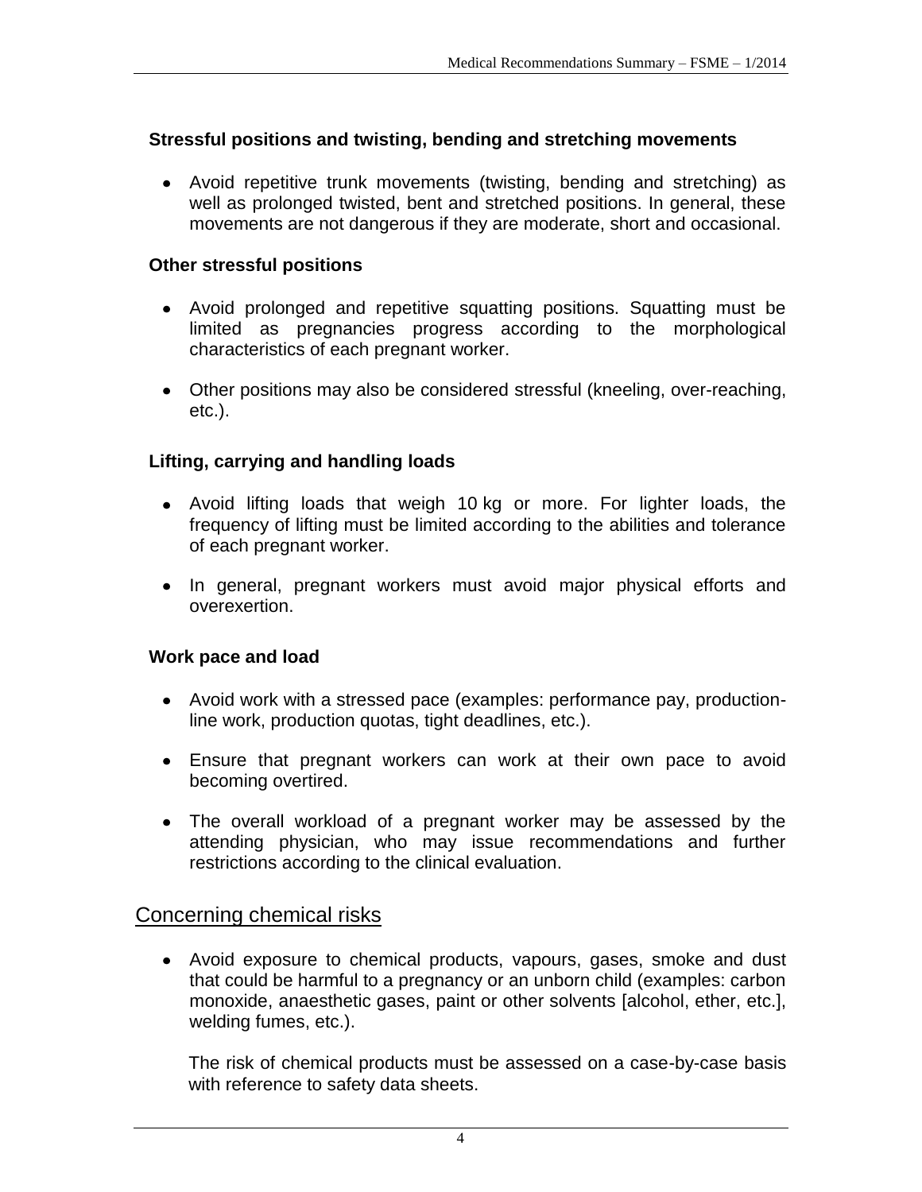### Stressful positions and twisting, bending and stretching movements

- Avoid repetitive trunk movements (twisting, bending and stretching) as well as prolonged twisted, bent and stretched positions. In general, these movements are not dangerous if they are moderate, short and occasional.

### Other stressful positions

- Avoid prolonged and repetitive squatting positions. Squatting must be limited as pregnancies progress according to the morphological characteristics of each pregnant worker.
- Other positions may also be considered stressful (kneeling, over-reaching, etc.).

### Lifting, carrying and handling loads

- Avoid lifting loads that weigh 10 kg or more. For lighter loads, the frequency of lifting must be limited according to the abilities and tolerance of each pregnant worker.
- In general, pregnant workers must avoid major physical efforts and overexertion.

### Work pace and load

- Avoid work with a stressed pace (examples: performance pay, production-line work, production quotas, tight deadlines, etc.).
- Ensure that pregnant workers can work at their own pace to avoid becoming overtired.
- The overall workload of a pregnant worker may be assessed by the attending physician, who may issue recommendations and further restrictions according to the clinical evaluation.

## Concerning chemical risks

- Avoid exposure to chemical products, vapours, gases, smoke and dust that could be harmful to a pregnancy or an unborn child (examples: carbon monoxide, anaesthetic gases, paint or other solvents [alcohol, ether, etc.], welding fumes, etc.).

  The risk of chemical products must be assessed on a case-by-case basis with reference to safety data sheets.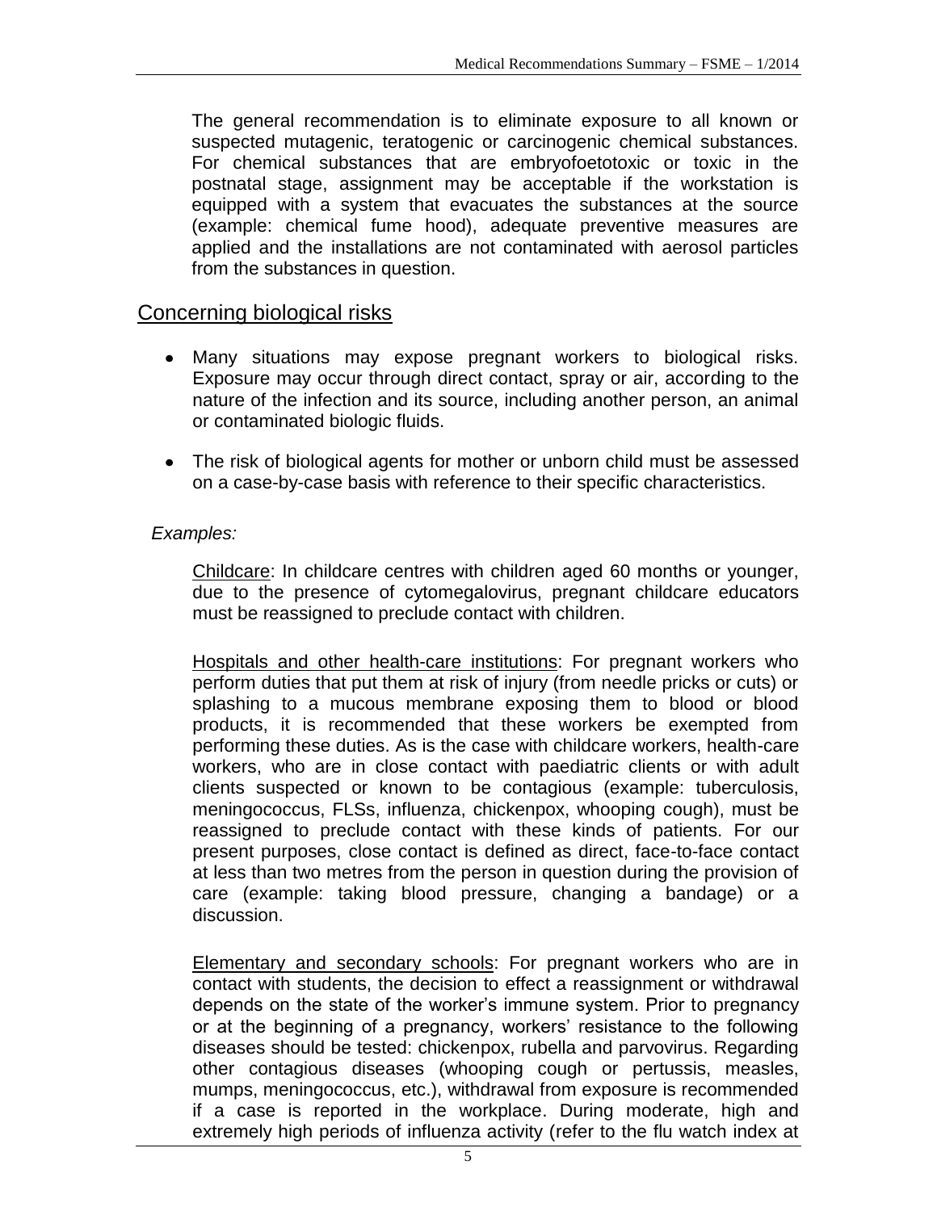The general recommendation is to eliminate exposure to all known or suspected mutagenic, teratogenic or carcinogenic chemical substances. For chemical substances that are embryofoetotoxic or toxic in the postnatal stage, assignment may be acceptable if the workstation is equipped with a system that evacuates the substances at the source (example: chemical fume hood), adequate preventive measures are applied and the installations are not contaminated with aerosol particles from the substances in question.

## Concerning biological risks

- Many situations may expose pregnant workers to biological risks. Exposure may occur through direct contact, spray or air, according to the nature of the infection and its source, including another person, an animal or contaminated biologic fluids.
- The risk of biological agents for mother or unborn child must be assessed on a case-by-case basis with reference to their specific characteristics.

*Examples:*

Childcare: In childcare centres with children aged 60 months or younger, due to the presence of cytomegalovirus, pregnant childcare educators must be reassigned to preclude contact with children.

Hospitals and other health-care institutions: For pregnant workers who perform duties that put them at risk of injury (from needle pricks or cuts) or splashing to a mucous membrane exposing them to blood or blood products, it is recommended that these workers be exempted from performing these duties. As is the case with childcare workers, health-care workers, who are in close contact with paediatric clients or with adult clients suspected or known to be contagious (example: tuberculosis, meningococcus, FLSs, influenza, chickenpox, whooping cough), must be reassigned to preclude contact with these kinds of patients. For our present purposes, close contact is defined as direct, face-to-face contact at less than two metres from the person in question during the provision of care (example: taking blood pressure, changing a bandage) or a discussion.

Elementary and secondary schools: For pregnant workers who are in contact with students, the decision to effect a reassignment or withdrawal depends on the state of the worker's immune system. Prior to pregnancy or at the beginning of a pregnancy, workers' resistance to the following diseases should be tested: chickenpox, rubella and parvovirus. Regarding other contagious diseases (whooping cough or pertussis, measles, mumps, meningococcus, etc.), withdrawal from exposure is recommended if a case is reported in the workplace. During moderate, high and extremely high periods of influenza activity (refer to the flu watch index at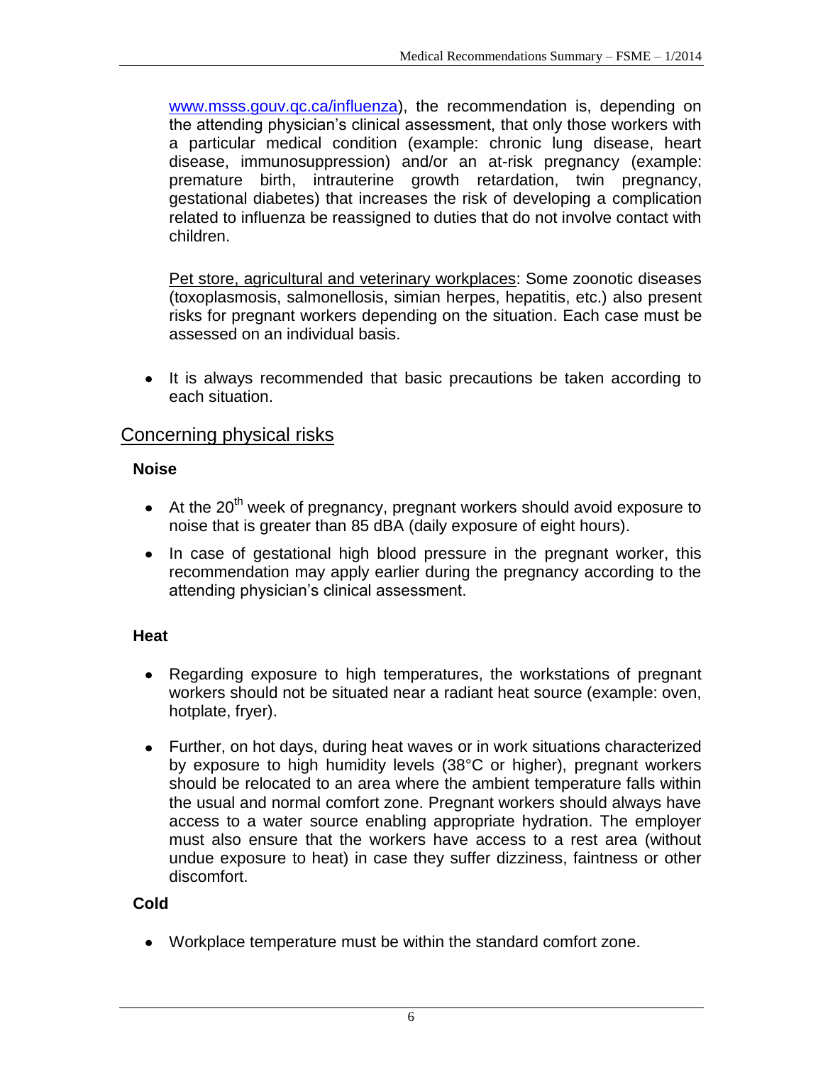www.msss.gouv.qc.ca/influenza), the recommendation is, depending on the attending physician's clinical assessment, that only those workers with a particular medical condition (example: chronic lung disease, heart disease, immunosuppression) and/or an at-risk pregnancy (example: premature birth, intrauterine growth retardation, twin pregnancy, gestational diabetes) that increases the risk of developing a complication related to influenza be reassigned to duties that do not involve contact with children.

Pet store, agricultural and veterinary workplaces: Some zoonotic diseases (toxoplasmosis, salmonellosis, simian herpes, hepatitis, etc.) also present risks for pregnant workers depending on the situation. Each case must be assessed on an individual basis.

- It is always recommended that basic precautions be taken according to each situation.

## Concerning physical risks

### Noise

- At the $20^{th}$ week of pregnancy, pregnant workers should avoid exposure to noise that is greater than 85 dBA (daily exposure of eight hours).
- In case of gestational high blood pressure in the pregnant worker, this recommendation may apply earlier during the pregnancy according to the attending physician's clinical assessment.

### Heat

- Regarding exposure to high temperatures, the workstations of pregnant workers should not be situated near a radiant heat source (example: oven, hotplate, fryer).
- Further, on hot days, during heat waves or in work situations characterized by exposure to high humidity levels (38°C or higher), pregnant workers should be relocated to an area where the ambient temperature falls within the usual and normal comfort zone. Pregnant workers should always have access to a water source enabling appropriate hydration. The employer must also ensure that the workers have access to a rest area (without undue exposure to heat) in case they suffer dizziness, faintness or other discomfort.

### Cold

- Workplace temperature must be within the standard comfort zone.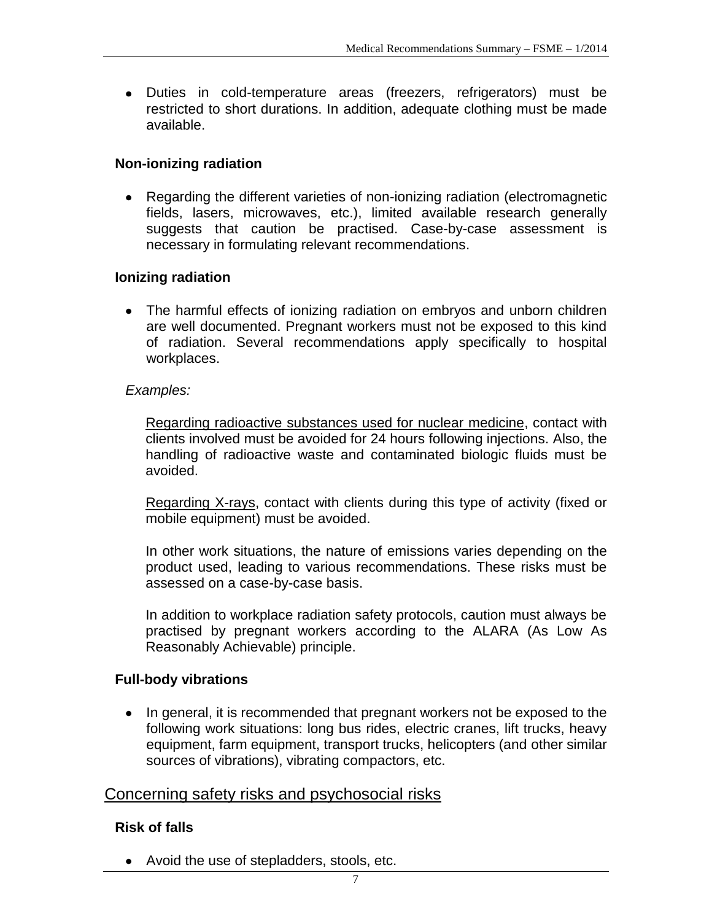- Duties in cold-temperature areas (freezers, refrigerators) must be restricted to short durations. In addition, adequate clothing must be made available.

### Non-ionizing radiation

- Regarding the different varieties of non-ionizing radiation (electromagnetic fields, lasers, microwaves, etc.), limited available research generally suggests that caution be practised. Case-by-case assessment is necessary in formulating relevant recommendations.

### Ionizing radiation

- The harmful effects of ionizing radiation on embryos and unborn children are well documented. Pregnant workers must not be exposed to this kind of radiation. Several recommendations apply specifically to hospital workplaces.

*Examples:*

Regarding radioactive substances used for nuclear medicine, contact with clients involved must be avoided for 24 hours following injections. Also, the handling of radioactive waste and contaminated biologic fluids must be avoided.

Regarding X-rays, contact with clients during this type of activity (fixed or mobile equipment) must be avoided.

In other work situations, the nature of emissions varies depending on the product used, leading to various recommendations. These risks must be assessed on a case-by-case basis.

In addition to workplace radiation safety protocols, caution must always be practised by pregnant workers according to the ALARA (As Low As Reasonably Achievable) principle.

### Full-body vibrations

- In general, it is recommended that pregnant workers not be exposed to the following work situations: long bus rides, electric cranes, lift trucks, heavy equipment, farm equipment, transport trucks, helicopters (and other similar sources of vibrations), vibrating compactors, etc.

## Concerning safety risks and psychosocial risks

### Risk of falls

- Avoid the use of stepladders, stools, etc.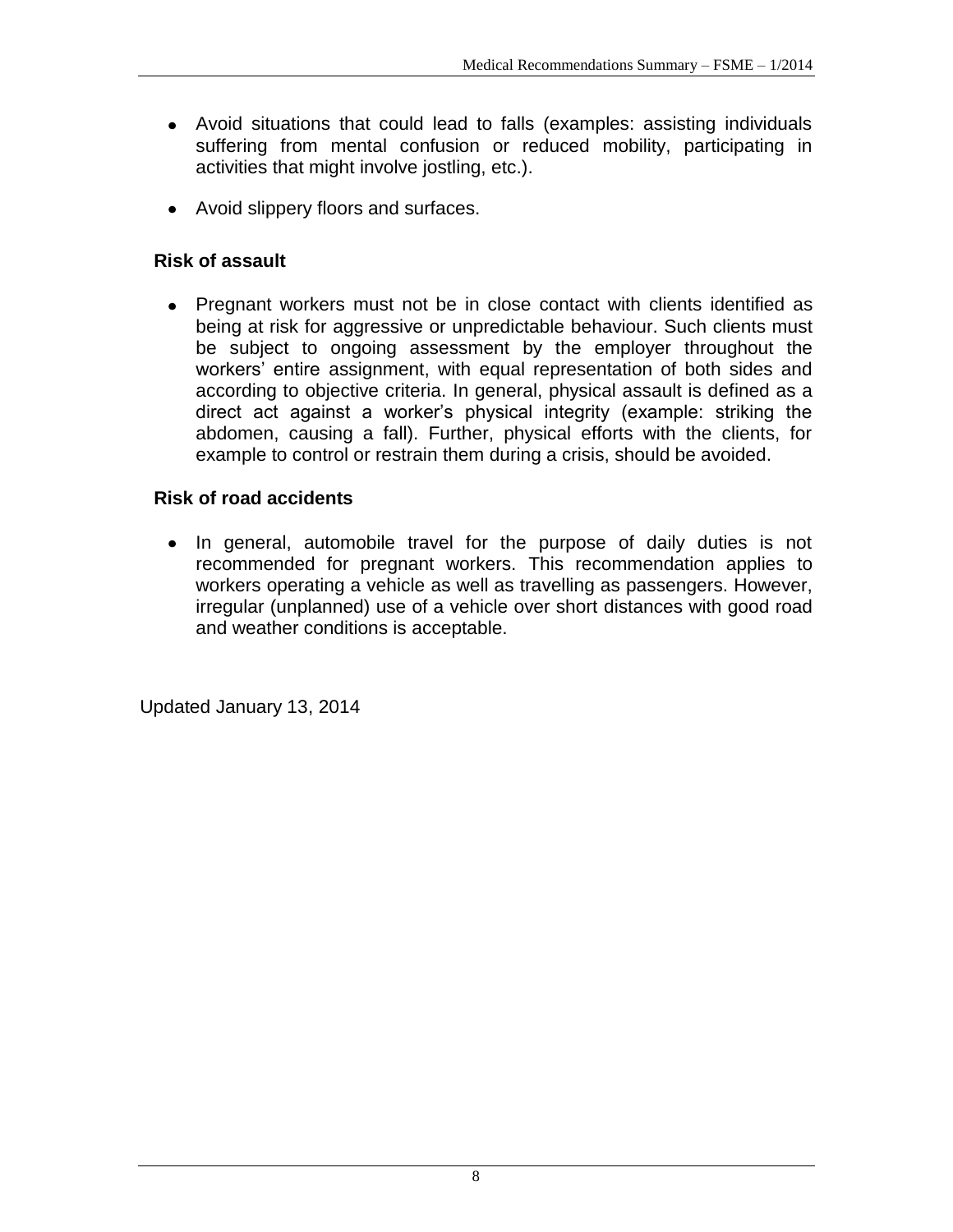- Avoid situations that could lead to falls (examples: assisting individuals suffering from mental confusion or reduced mobility, participating in activities that might involve jostling, etc.).
- Avoid slippery floors and surfaces.

**Risk of assault**

- Pregnant workers must not be in close contact with clients identified as being at risk for aggressive or unpredictable behaviour. Such clients must be subject to ongoing assessment by the employer throughout the workers' entire assignment, with equal representation of both sides and according to objective criteria. In general, physical assault is defined as a direct act against a worker's physical integrity (example: striking the abdomen, causing a fall). Further, physical efforts with the clients, for example to control or restrain them during a crisis, should be avoided.

**Risk of road accidents**

- In general, automobile travel for the purpose of daily duties is not recommended for pregnant workers. This recommendation applies to workers operating a vehicle as well as travelling as passengers. However, irregular (unplanned) use of a vehicle over short distances with good road and weather conditions is acceptable.

Updated January 13, 2014